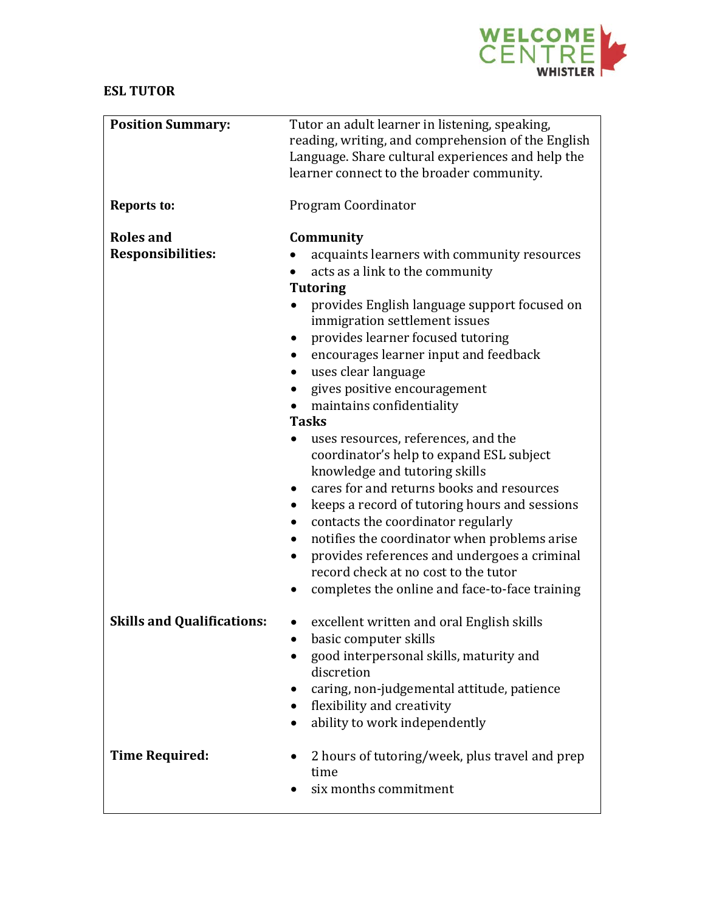WELCOME CENTRE WHISTLER

# ESL TUTOR

| | |
|---|---|
| **Position Summary:** | Tutor an adult learner in listening, speaking, reading, writing, and comprehension of the English Language. Share cultural experiences and help the learner connect to the broader community. |
| **Reports to:** | Program Coordinator |
| **Roles and Responsibilities:** | **Community**<br>• acquaints learners with community resources<br>• acts as a link to the community<br>**Tutoring**<br>• provides English language support focused on immigration settlement issues<br>• provides learner focused tutoring<br>• encourages learner input and feedback<br>• uses clear language<br>• gives positive encouragement<br>• maintains confidentiality<br>**Tasks**<br>• uses resources, references, and the coordinator's help to expand ESL subject knowledge and tutoring skills<br>• cares for and returns books and resources<br>• keeps a record of tutoring hours and sessions<br>• contacts the coordinator regularly<br>• notifies the coordinator when problems arise<br>• provides references and undergoes a criminal record check at no cost to the tutor<br>• completes the online and face-to-face training |
| **Skills and Qualifications:** | • excellent written and oral English skills<br>• basic computer skills<br>• good interpersonal skills, maturity and discretion<br>• caring, non-judgemental attitude, patience<br>• flexibility and creativity<br>• ability to work independently |
| **Time Required:** | • 2 hours of tutoring/week, plus travel and prep time<br>• six months commitment |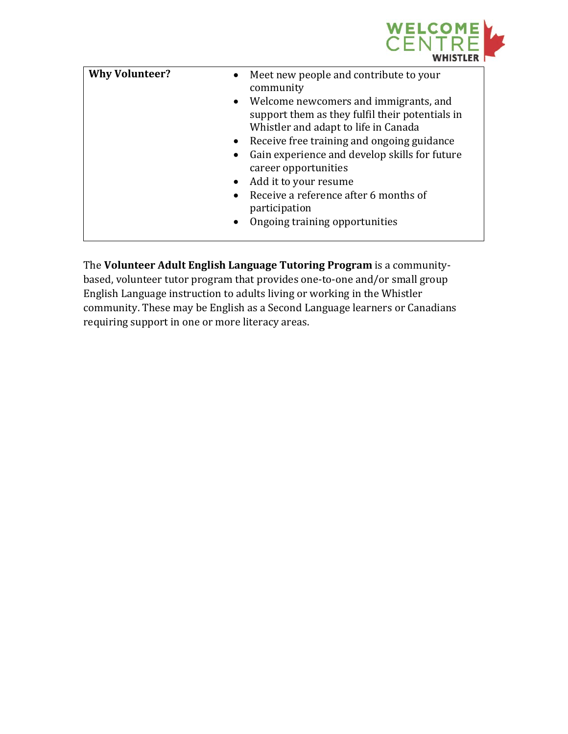| | |
|---|---|
| **Why Volunteer?** | • Meet new people and contribute to your community<br>• Welcome newcomers and immigrants, and support them as they fulfil their potentials in Whistler and adapt to life in Canada<br>• Receive free training and ongoing guidance<br>• Gain experience and develop skills for future career opportunities<br>• Add it to your resume<br>• Receive a reference after 6 months of participation<br>• Ongoing training opportunities |

The **Volunteer Adult English Language Tutoring Program** is a community-based, volunteer tutor program that provides one-to-one and/or small group English Language instruction to adults living or working in the Whistler community. These may be English as a Second Language learners or Canadians requiring support in one or more literacy areas.